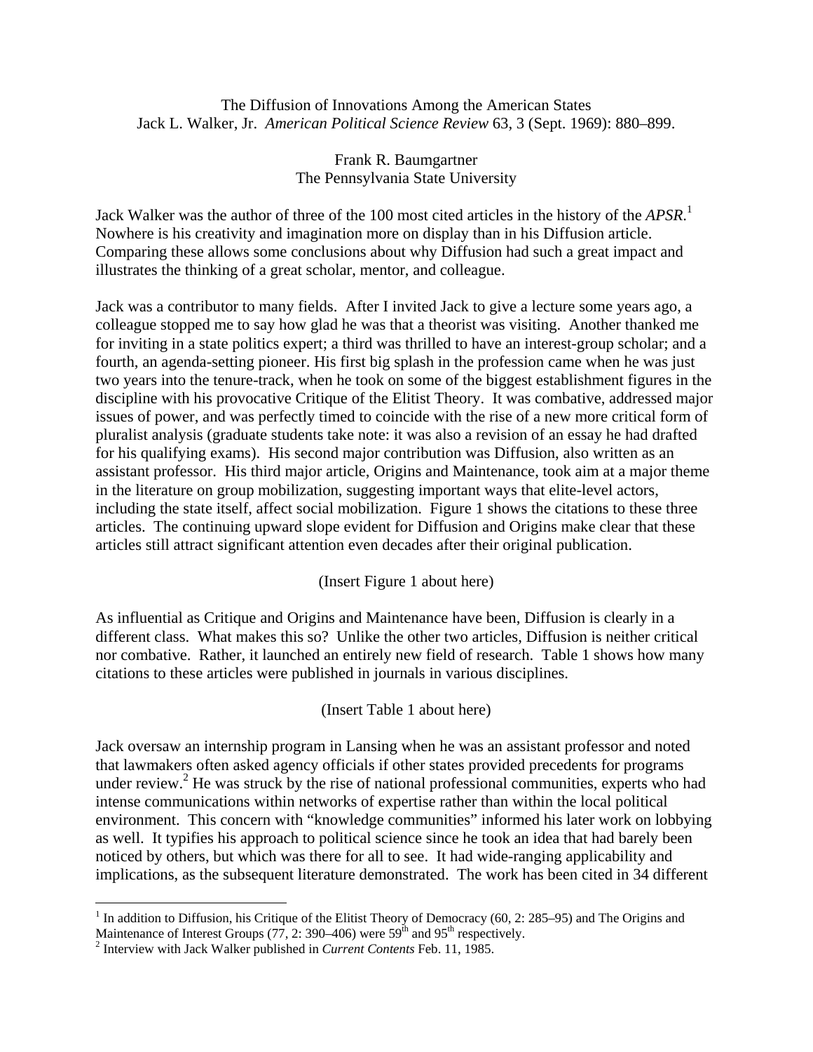The Diffusion of Innovations Among the American States
Jack L. Walker, Jr. *American Political Science Review* 63, 3 (Sept. 1969): 880–899.

Frank R. Baumgartner
The Pennsylvania State University

Jack Walker was the author of three of the 100 most cited articles in the history of the *APSR*.[1] Nowhere is his creativity and imagination more on display than in his Diffusion article. Comparing these allows some conclusions about why Diffusion had such a great impact and illustrates the thinking of a great scholar, mentor, and colleague.

Jack was a contributor to many fields. After I invited Jack to give a lecture some years ago, a colleague stopped me to say how glad he was that a theorist was visiting. Another thanked me for inviting in a state politics expert; a third was thrilled to have an interest-group scholar; and a fourth, an agenda-setting pioneer. His first big splash in the profession came when he was just two years into the tenure-track, when he took on some of the biggest establishment figures in the discipline with his provocative Critique of the Elitist Theory. It was combative, addressed major issues of power, and was perfectly timed to coincide with the rise of a new more critical form of pluralist analysis (graduate students take note: it was also a revision of an essay he had drafted for his qualifying exams). His second major contribution was Diffusion, also written as an assistant professor. His third major article, Origins and Maintenance, took aim at a major theme in the literature on group mobilization, suggesting important ways that elite-level actors, including the state itself, affect social mobilization. Figure 1 shows the citations to these three articles. The continuing upward slope evident for Diffusion and Origins make clear that these articles still attract significant attention even decades after their original publication.

(Insert Figure 1 about here)

As influential as Critique and Origins and Maintenance have been, Diffusion is clearly in a different class. What makes this so? Unlike the other two articles, Diffusion is neither critical nor combative. Rather, it launched an entirely new field of research. Table 1 shows how many citations to these articles were published in journals in various disciplines.

(Insert Table 1 about here)

Jack oversaw an internship program in Lansing when he was an assistant professor and noted that lawmakers often asked agency officials if other states provided precedents for programs under review.[2] He was struck by the rise of national professional communities, experts who had intense communications within networks of expertise rather than within the local political environment. This concern with "knowledge communities" informed his later work on lobbying as well. It typifies his approach to political science since he took an idea that had barely been noticed by others, but which was there for all to see. It had wide-ranging applicability and implications, as the subsequent literature demonstrated. The work has been cited in 34 different

---

[1] In addition to Diffusion, his Critique of the Elitist Theory of Democracy (60, 2: 285–95) and The Origins and Maintenance of Interest Groups (77, 2: 390–406) were 59th and 95th respectively.

[2] Interview with Jack Walker published in *Current Contents* Feb. 11, 1985.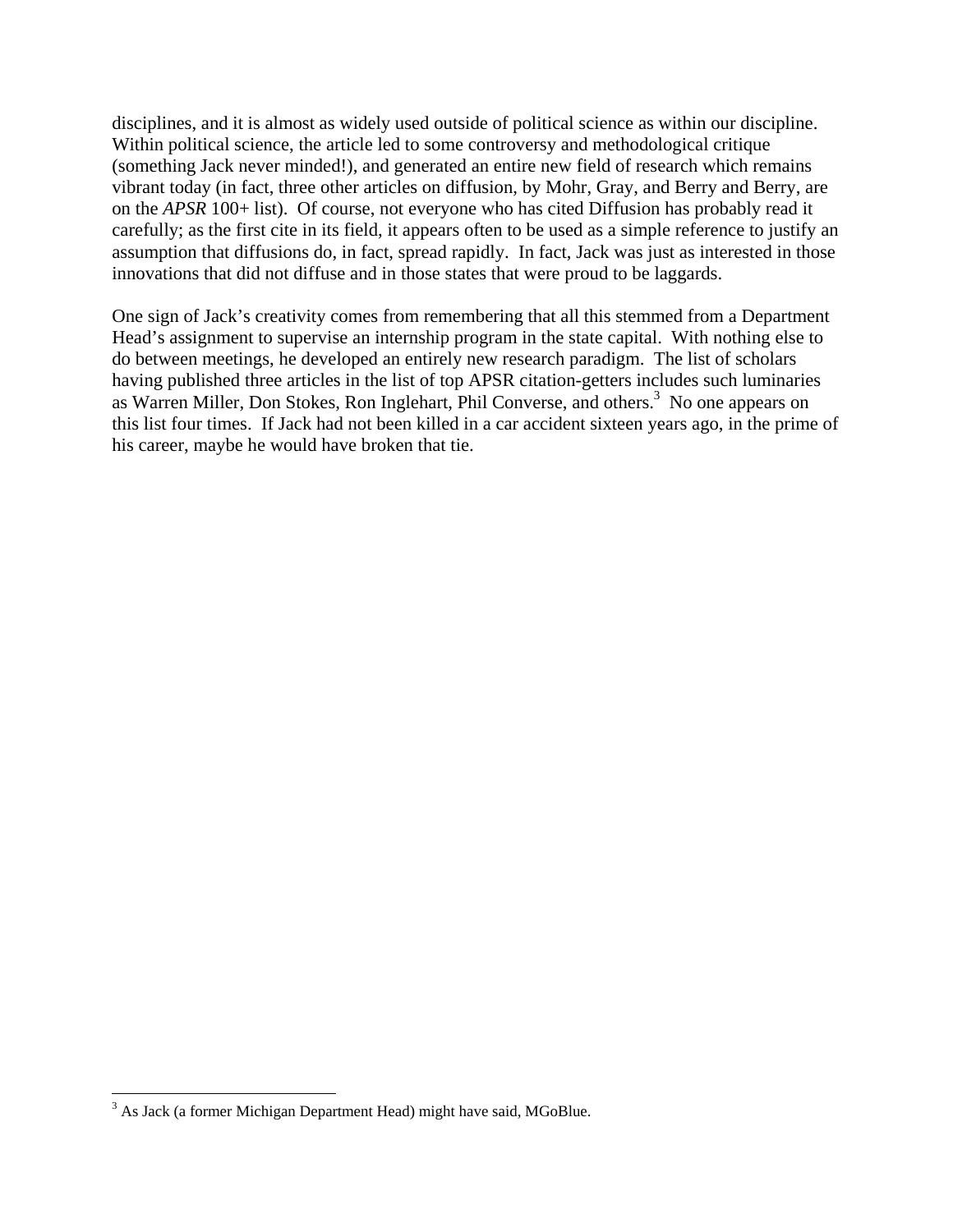disciplines, and it is almost as widely used outside of political science as within our discipline. Within political science, the article led to some controversy and methodological critique (something Jack never minded!), and generated an entire new field of research which remains vibrant today (in fact, three other articles on diffusion, by Mohr, Gray, and Berry and Berry, are on the *APSR* 100+ list). Of course, not everyone who has cited Diffusion has probably read it carefully; as the first cite in its field, it appears often to be used as a simple reference to justify an assumption that diffusions do, in fact, spread rapidly. In fact, Jack was just as interested in those innovations that did not diffuse and in those states that were proud to be laggards.

One sign of Jack's creativity comes from remembering that all this stemmed from a Department Head's assignment to supervise an internship program in the state capital. With nothing else to do between meetings, he developed an entirely new research paradigm. The list of scholars having published three articles in the list of top APSR citation-getters includes such luminaries as Warren Miller, Don Stokes, Ron Inglehart, Phil Converse, and others.[3] No one appears on this list four times. If Jack had not been killed in a car accident sixteen years ago, in the prime of his career, maybe he would have broken that tie.

---

[3] As Jack (a former Michigan Department Head) might have said, MGoBlue.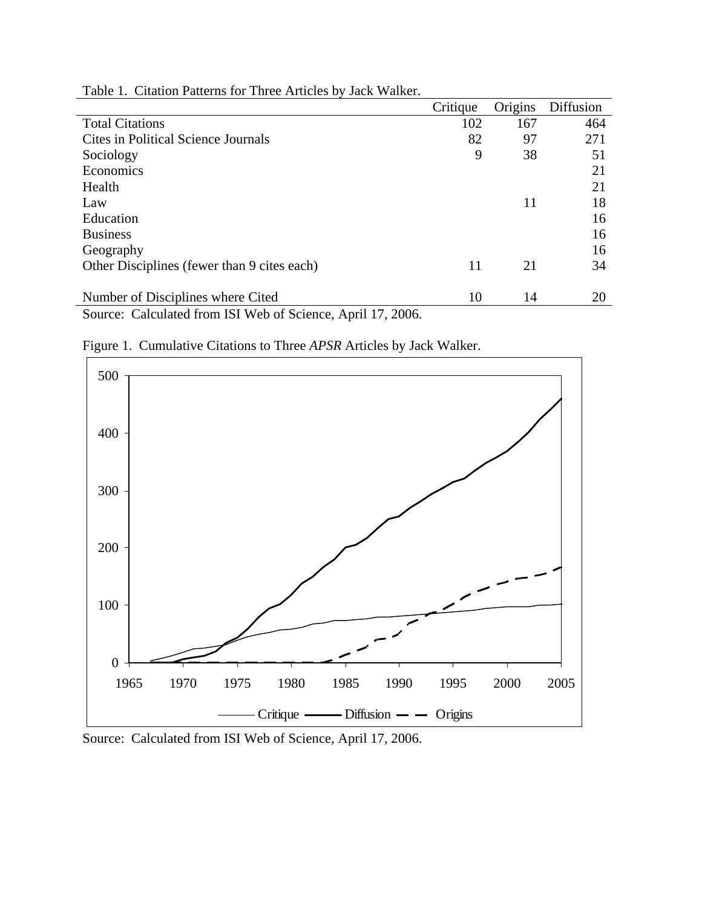Table 1. Citation Patterns for Three Articles by Jack Walker.

| | Critique | Origins | Diffusion |
|---|---|---|---|
| Total Citations | 102 | 167 | 464 |
| Cites in Political Science Journals | 82 | 97 | 271 |
| Sociology | 9 | 38 | 51 |
| Economics | | | 21 |
| Health | | | 21 |
| Law | | 11 | 18 |
| Education | | | 16 |
| Business | | | 16 |
| Geography | | | 16 |
| Other Disciplines (fewer than 9 cites each) | 11 | 21 | 34 |
| Number of Disciplines where Cited | 10 | 14 | 20 |

Source: Calculated from ISI Web of Science, April 17, 2006.

Figure 1. Cumulative Citations to Three *APSR* Articles by Jack Walker.

Source: Calculated from ISI Web of Science, April 17, 2006.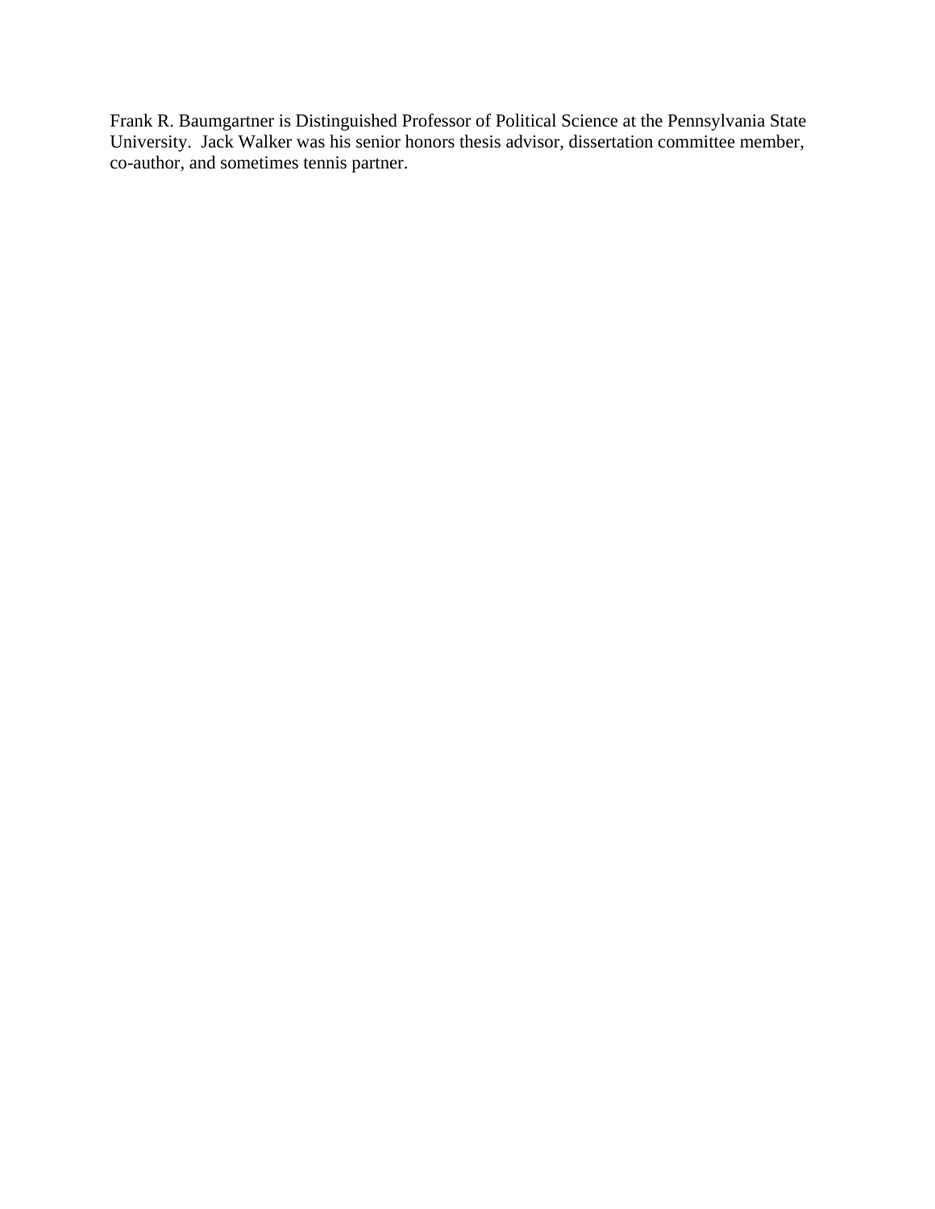Frank R. Baumgartner is Distinguished Professor of Political Science at the Pennsylvania State University. Jack Walker was his senior honors thesis advisor, dissertation committee member, co-author, and sometimes tennis partner.